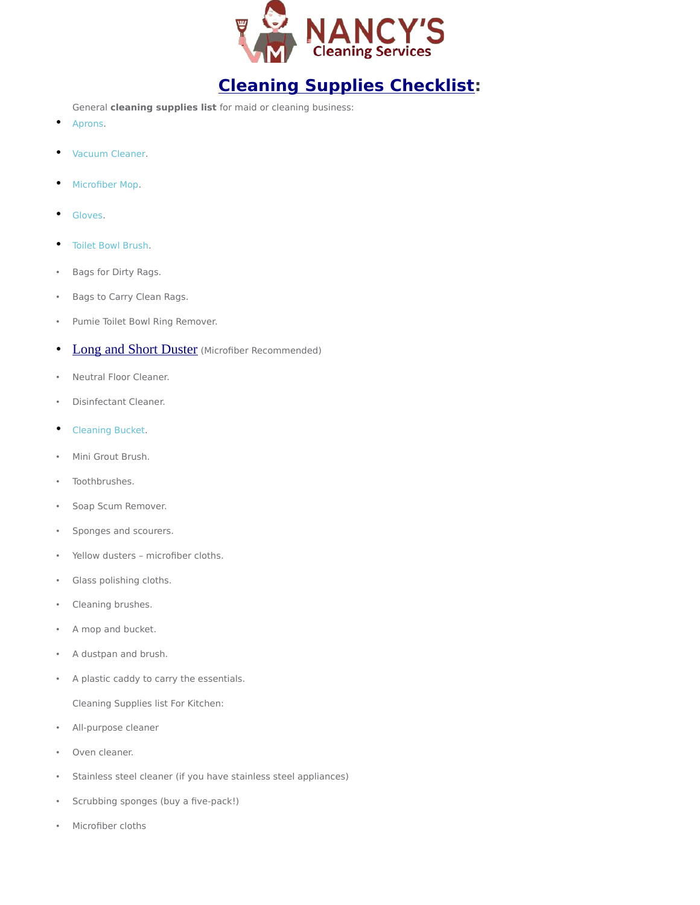NANCY'S Cleaning Services

# Cleaning Supplies Checklist:

General **cleaning supplies list** for maid or cleaning business:

- Aprons.
- Vacuum Cleaner.
- Microfiber Mop.
- Gloves.
- Toilet Bowl Brush.
- Bags for Dirty Rags.
- Bags to Carry Clean Rags.
- Pumie Toilet Bowl Ring Remover.
- Long and Short Duster (Microfiber Recommended)
- Neutral Floor Cleaner.
- Disinfectant Cleaner.
- Cleaning Bucket.
- Mini Grout Brush.
- Toothbrushes.
- Soap Scum Remover.
- Sponges and scourers.
- Yellow dusters – microfiber cloths.
- Glass polishing cloths.
- Cleaning brushes.
- A mop and bucket.
- A dustpan and brush.
- A plastic caddy to carry the essentials.

Cleaning Supplies list For Kitchen:

- All-purpose cleaner
- Oven cleaner.
- Stainless steel cleaner (if you have stainless steel appliances)
- Scrubbing sponges (buy a five-pack!)
- Microfiber cloths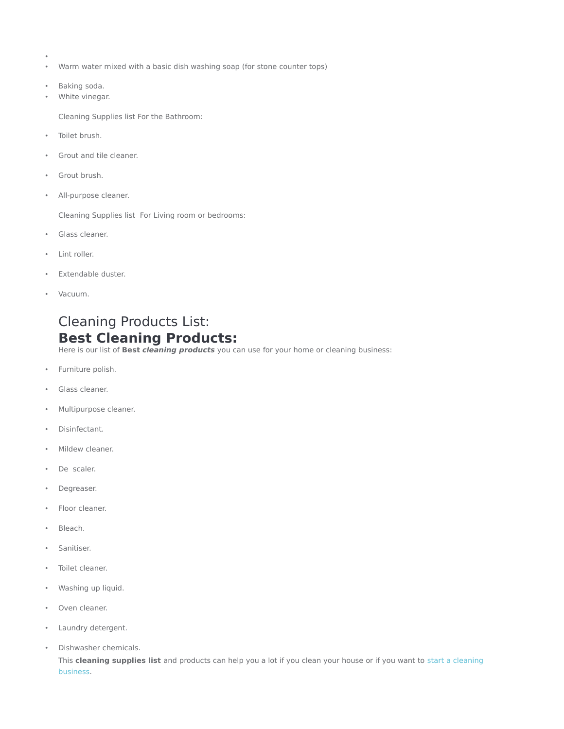- 
- Warm water mixed with a basic dish washing soap (for stone counter tops)
- Baking soda.
- White vinegar.

Cleaning Supplies list For the Bathroom:

- Toilet brush.
- Grout and tile cleaner.
- Grout brush.
- All-purpose cleaner.

Cleaning Supplies list For Living room or bedrooms:

- Glass cleaner.
- Lint roller.
- Extendable duster.
- Vacuum.

## Cleaning Products List:

# Best Cleaning Products:

Here is our list of **Best *cleaning products*** you can use for your home or cleaning business:

- Furniture polish.
- Glass cleaner.
- Multipurpose cleaner.
- Disinfectant.
- Mildew cleaner.
- De scaler.
- Degreaser.
- Floor cleaner.
- Bleach.
- Sanitiser.
- Toilet cleaner.
- Washing up liquid.
- Oven cleaner.
- Laundry detergent.
- Dishwasher chemicals.

This **cleaning supplies list** and products can help you a lot if you clean your house or if you want to start a cleaning business.